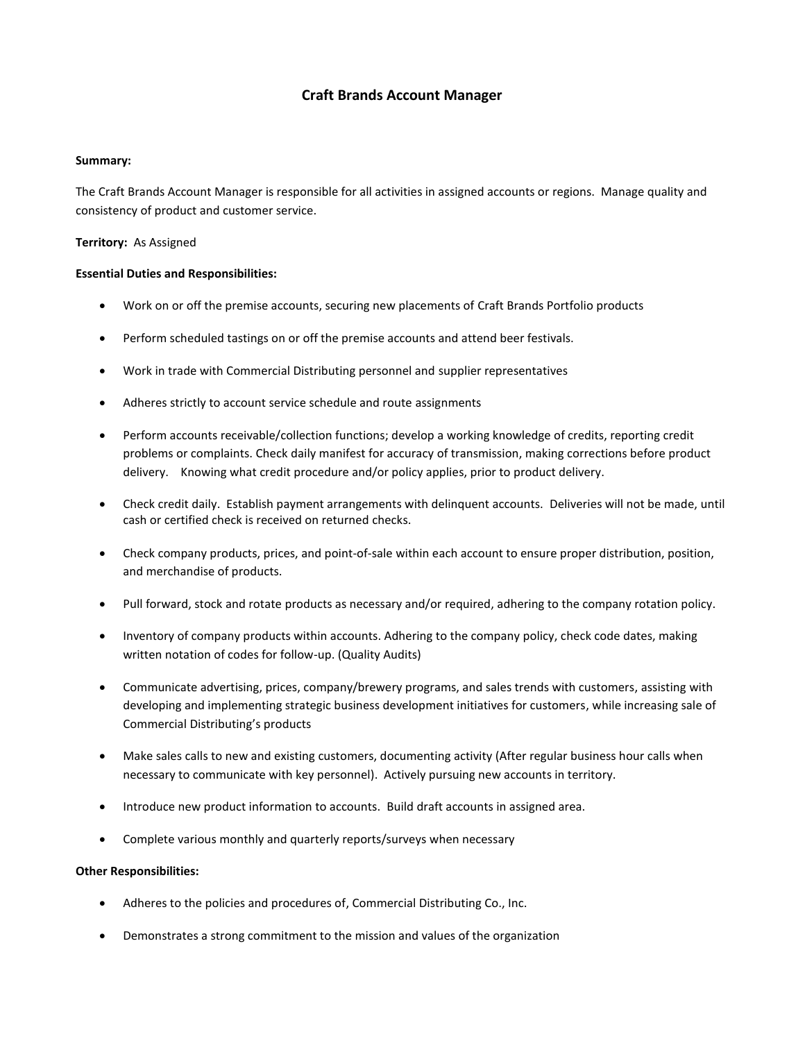# Craft Brands Account Manager

**Summary:**

The Craft Brands Account Manager is responsible for all activities in assigned accounts or regions. Manage quality and consistency of product and customer service.

**Territory:** As Assigned

**Essential Duties and Responsibilities:**

- Work on or off the premise accounts, securing new placements of Craft Brands Portfolio products
- Perform scheduled tastings on or off the premise accounts and attend beer festivals.
- Work in trade with Commercial Distributing personnel and supplier representatives
- Adheres strictly to account service schedule and route assignments
- Perform accounts receivable/collection functions; develop a working knowledge of credits, reporting credit problems or complaints. Check daily manifest for accuracy of transmission, making corrections before product delivery. Knowing what credit procedure and/or policy applies, prior to product delivery.
- Check credit daily. Establish payment arrangements with delinquent accounts. Deliveries will not be made, until cash or certified check is received on returned checks.
- Check company products, prices, and point-of-sale within each account to ensure proper distribution, position, and merchandise of products.
- Pull forward, stock and rotate products as necessary and/or required, adhering to the company rotation policy.
- Inventory of company products within accounts. Adhering to the company policy, check code dates, making written notation of codes for follow-up. (Quality Audits)
- Communicate advertising, prices, company/brewery programs, and sales trends with customers, assisting with developing and implementing strategic business development initiatives for customers, while increasing sale of Commercial Distributing's products
- Make sales calls to new and existing customers, documenting activity (After regular business hour calls when necessary to communicate with key personnel). Actively pursuing new accounts in territory.
- Introduce new product information to accounts. Build draft accounts in assigned area.
- Complete various monthly and quarterly reports/surveys when necessary

**Other Responsibilities:**

- Adheres to the policies and procedures of, Commercial Distributing Co., Inc.
- Demonstrates a strong commitment to the mission and values of the organization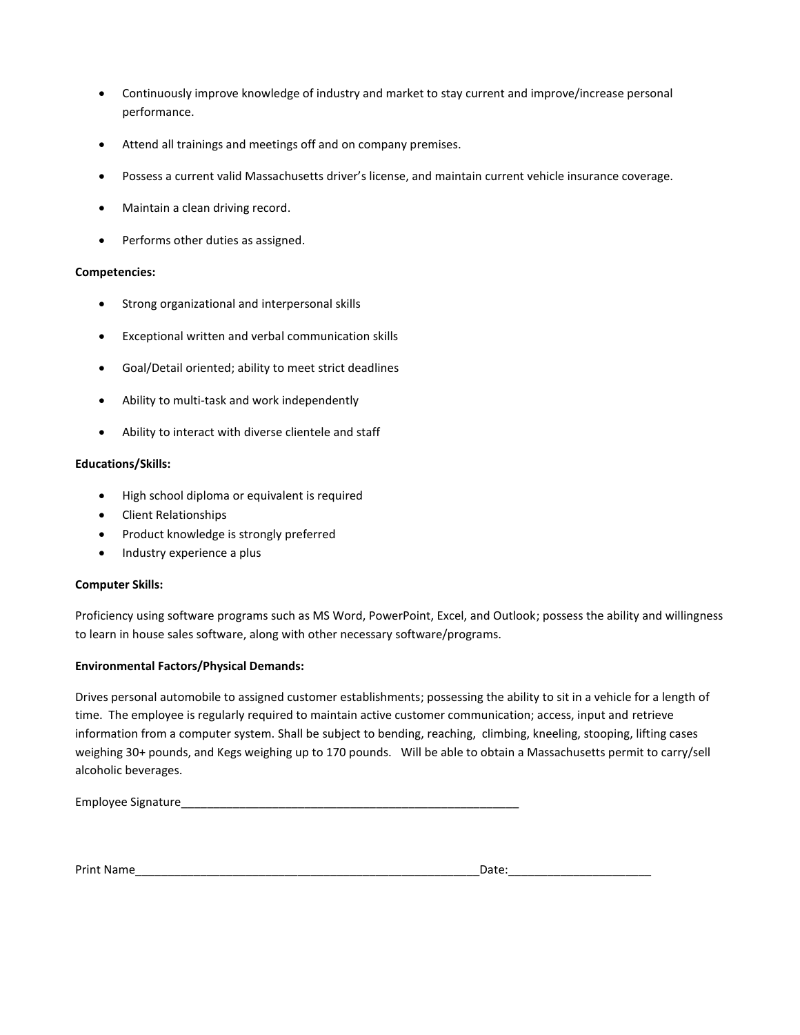- Continuously improve knowledge of industry and market to stay current and improve/increase personal performance.
- Attend all trainings and meetings off and on company premises.
- Possess a current valid Massachusetts driver's license, and maintain current vehicle insurance coverage.
- Maintain a clean driving record.
- Performs other duties as assigned.

**Competencies:**

- Strong organizational and interpersonal skills
- Exceptional written and verbal communication skills
- Goal/Detail oriented; ability to meet strict deadlines
- Ability to multi-task and work independently
- Ability to interact with diverse clientele and staff

**Educations/Skills:**

- High school diploma or equivalent is required
- Client Relationships
- Product knowledge is strongly preferred
- Industry experience a plus

**Computer Skills:**

Proficiency using software programs such as MS Word, PowerPoint, Excel, and Outlook; possess the ability and willingness to learn in house sales software, along with other necessary software/programs.

**Environmental Factors/Physical Demands:**

Drives personal automobile to assigned customer establishments; possessing the ability to sit in a vehicle for a length of time. The employee is regularly required to maintain active customer communication; access, input and retrieve information from a computer system. Shall be subject to bending, reaching, climbing, kneeling, stooping, lifting cases weighing 30+ pounds, and Kegs weighing up to 170 pounds. Will be able to obtain a Massachusetts permit to carry/sell alcoholic beverages.

Employee Signature_______________________________________________________

Print Name_______________________________________________________Date:______________________